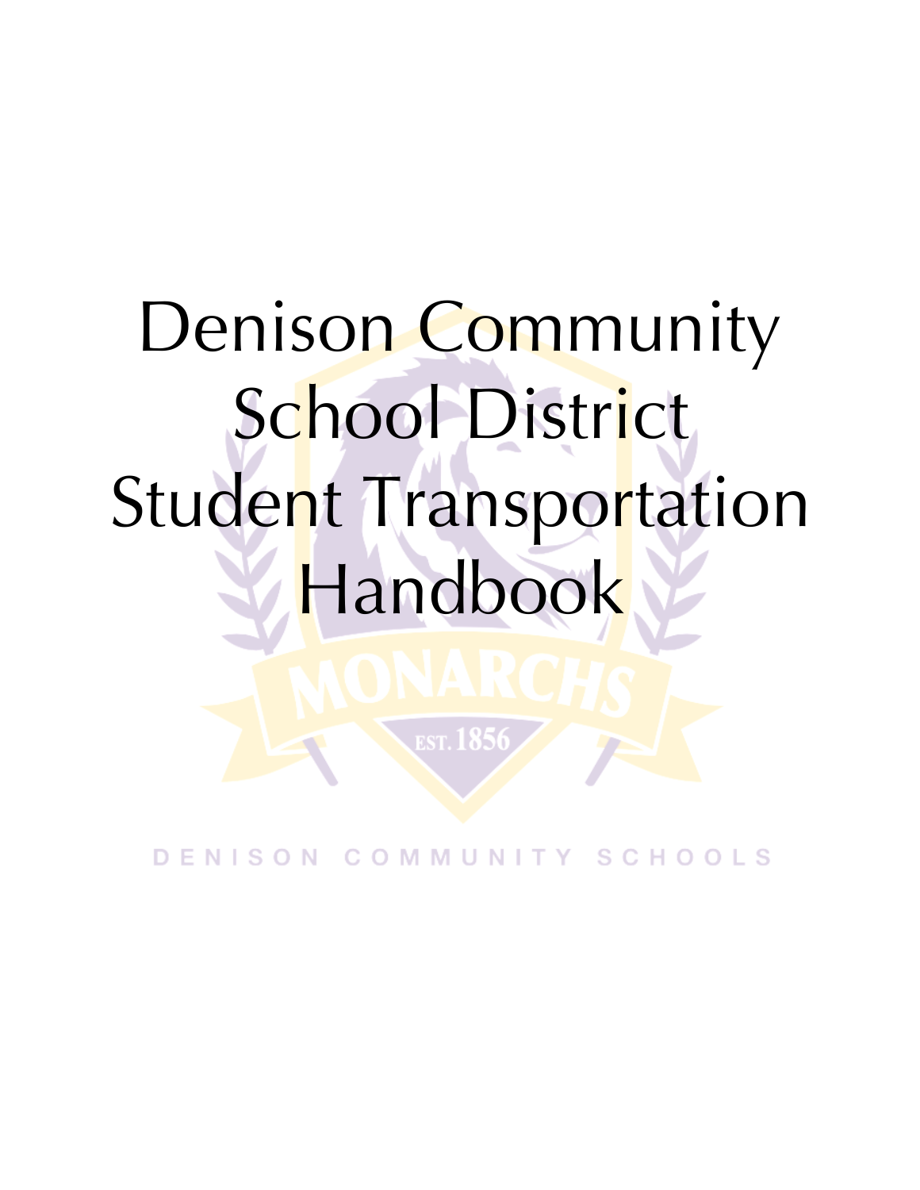# Denison Community School District Student Transportation Handbook

DENISON COMMUNITY SCHOOLS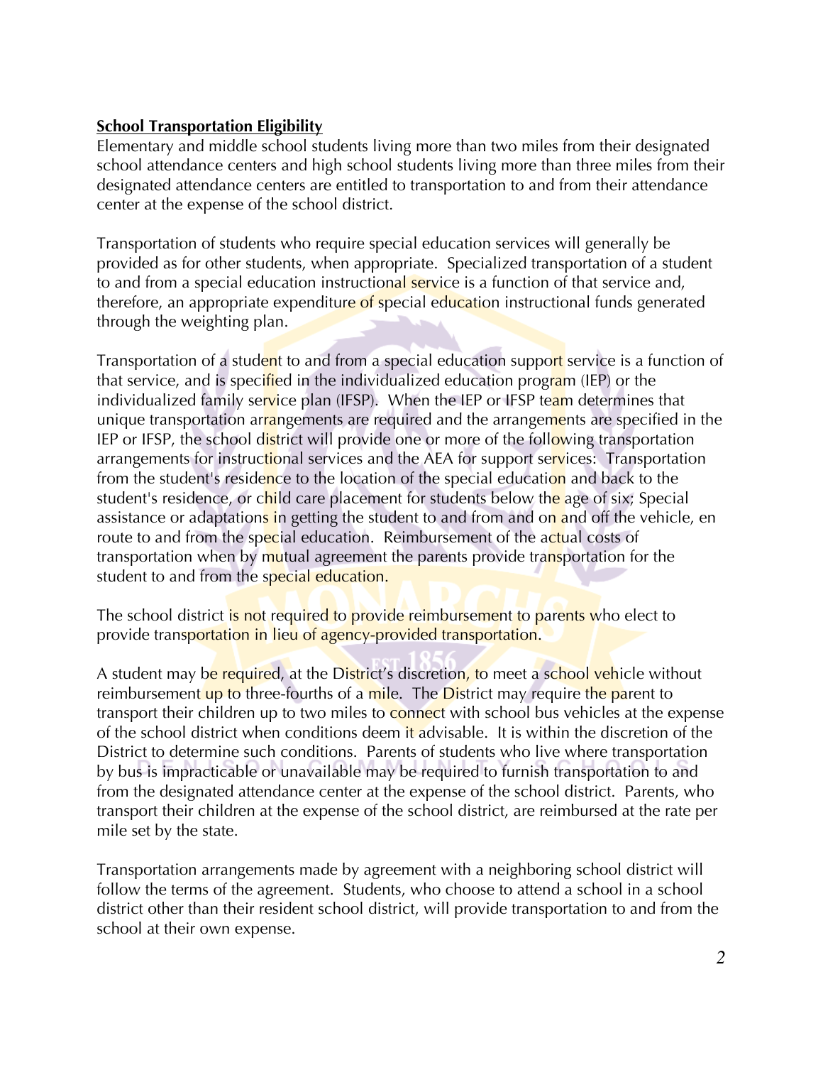**School Transportation Eligibility**

Elementary and middle school students living more than two miles from their designated school attendance centers and high school students living more than three miles from their designated attendance centers are entitled to transportation to and from their attendance center at the expense of the school district.

Transportation of students who require special education services will generally be provided as for other students, when appropriate. Specialized transportation of a student to and from a special education instructional service is a function of that service and, therefore, an appropriate expenditure of special education instructional funds generated through the weighting plan.

Transportation of a student to and from a special education support service is a function of that service, and is specified in the individualized education program (IEP) or the individualized family service plan (IFSP). When the IEP or IFSP team determines that unique transportation arrangements are required and the arrangements are specified in the IEP or IFSP, the school district will provide one or more of the following transportation arrangements for instructional services and the AEA for support services: Transportation from the student's residence to the location of the special education and back to the student's residence, or child care placement for students below the age of six; Special assistance or adaptations in getting the student to and from and on and off the vehicle, en route to and from the special education. Reimbursement of the actual costs of transportation when by mutual agreement the parents provide transportation for the student to and from the special education.

The school district is not required to provide reimbursement to parents who elect to provide transportation in lieu of agency-provided transportation.

A student may be required, at the District's discretion, to meet a school vehicle without reimbursement up to three-fourths of a mile. The District may require the parent to transport their children up to two miles to connect with school bus vehicles at the expense of the school district when conditions deem it advisable. It is within the discretion of the District to determine such conditions. Parents of students who live where transportation by bus is impracticable or unavailable may be required to furnish transportation to and from the designated attendance center at the expense of the school district. Parents, who transport their children at the expense of the school district, are reimbursed at the rate per mile set by the state.

Transportation arrangements made by agreement with a neighboring school district will follow the terms of the agreement. Students, who choose to attend a school in a school district other than their resident school district, will provide transportation to and from the school at their own expense.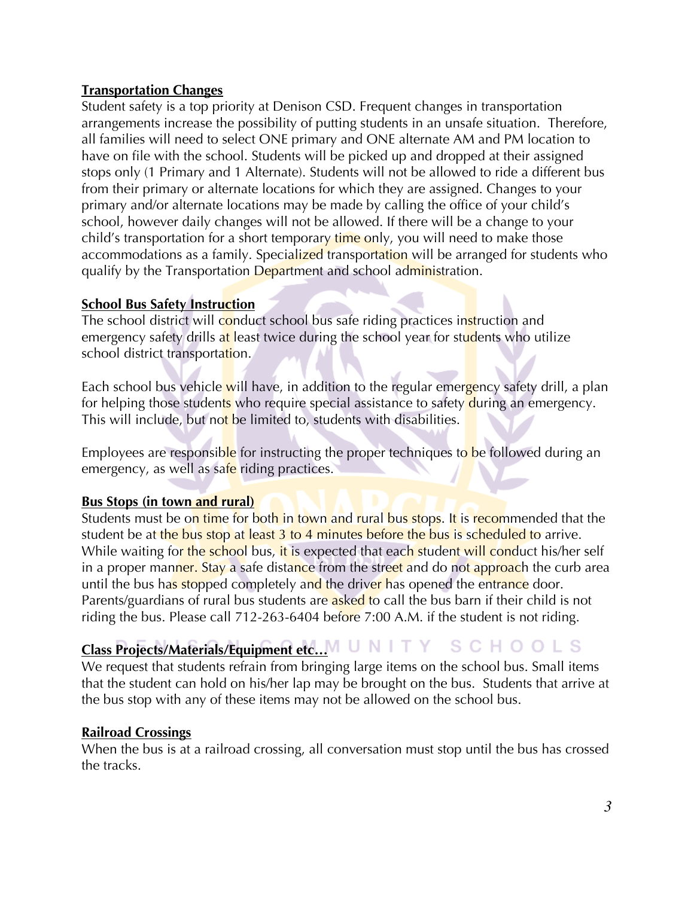**Transportation Changes**

Student safety is a top priority at Denison CSD. Frequent changes in transportation arrangements increase the possibility of putting students in an unsafe situation. Therefore, all families will need to select ONE primary and ONE alternate AM and PM location to have on file with the school. Students will be picked up and dropped at their assigned stops only (1 Primary and 1 Alternate). Students will not be allowed to ride a different bus from their primary or alternate locations for which they are assigned. Changes to your primary and/or alternate locations may be made by calling the office of your child's school, however daily changes will not be allowed. If there will be a change to your child's transportation for a short temporary time only, you will need to make those accommodations as a family. Specialized transportation will be arranged for students who qualify by the Transportation Department and school administration.

**School Bus Safety Instruction**

The school district will conduct school bus safe riding practices instruction and emergency safety drills at least twice during the school year for students who utilize school district transportation.

Each school bus vehicle will have, in addition to the regular emergency safety drill, a plan for helping those students who require special assistance to safety during an emergency. This will include, but not be limited to, students with disabilities.

Employees are responsible for instructing the proper techniques to be followed during an emergency, as well as safe riding practices.

**Bus Stops (in town and rural)**

Students must be on time for both in town and rural bus stops. It is recommended that the student be at the bus stop at least 3 to 4 minutes before the bus is scheduled to arrive. While waiting for the school bus, it is expected that each student will conduct his/her self in a proper manner. Stay a safe distance from the street and do not approach the curb area until the bus has stopped completely and the driver has opened the entrance door. Parents/guardians of rural bus students are asked to call the bus barn if their child is not riding the bus. Please call 712-263-6404 before 7:00 A.M. if the student is not riding.

**Class Projects/Materials/Equipment etc…**

We request that students refrain from bringing large items on the school bus. Small items that the student can hold on his/her lap may be brought on the bus. Students that arrive at the bus stop with any of these items may not be allowed on the school bus.

**Railroad Crossings**

When the bus is at a railroad crossing, all conversation must stop until the bus has crossed the tracks.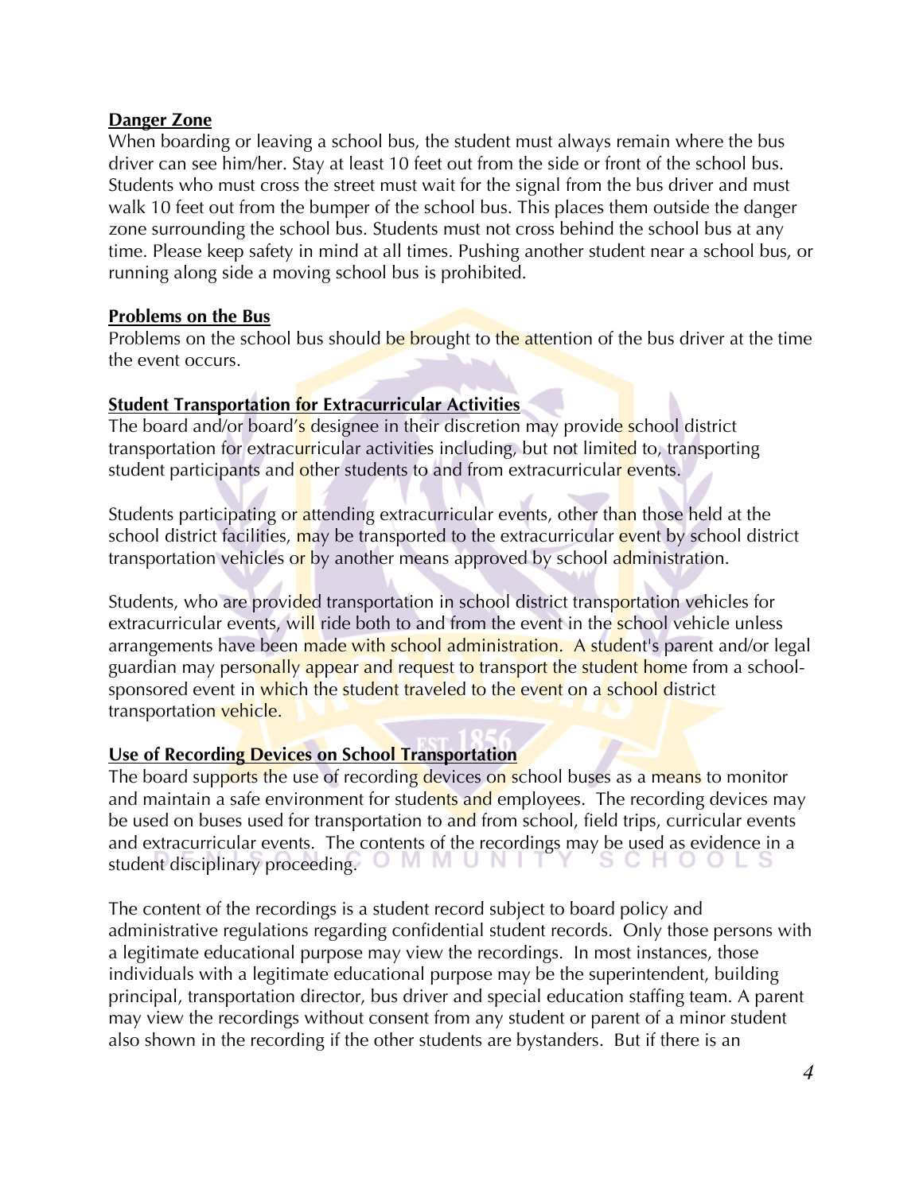**Danger Zone**

When boarding or leaving a school bus, the student must always remain where the bus driver can see him/her. Stay at least 10 feet out from the side or front of the school bus. Students who must cross the street must wait for the signal from the bus driver and must walk 10 feet out from the bumper of the school bus. This places them outside the danger zone surrounding the school bus. Students must not cross behind the school bus at any time. Please keep safety in mind at all times. Pushing another student near a school bus, or running along side a moving school bus is prohibited.

**Problems on the Bus**

Problems on the school bus should be brought to the attention of the bus driver at the time the event occurs.

**Student Transportation for Extracurricular Activities**

The board and/or board's designee in their discretion may provide school district transportation for extracurricular activities including, but not limited to, transporting student participants and other students to and from extracurricular events.

Students participating or attending extracurricular events, other than those held at the school district facilities, may be transported to the extracurricular event by school district transportation vehicles or by another means approved by school administration.

Students, who are provided transportation in school district transportation vehicles for extracurricular events, will ride both to and from the event in the school vehicle unless arrangements have been made with school administration. A student's parent and/or legal guardian may personally appear and request to transport the student home from a school-sponsored event in which the student traveled to the event on a school district transportation vehicle.

**Use of Recording Devices on School Transportation**

The board supports the use of recording devices on school buses as a means to monitor and maintain a safe environment for students and employees. The recording devices may be used on buses used for transportation to and from school, field trips, curricular events and extracurricular events. The contents of the recordings may be used as evidence in a student disciplinary proceeding.

The content of the recordings is a student record subject to board policy and administrative regulations regarding confidential student records. Only those persons with a legitimate educational purpose may view the recordings. In most instances, those individuals with a legitimate educational purpose may be the superintendent, building principal, transportation director, bus driver and special education staffing team. A parent may view the recordings without consent from any student or parent of a minor student also shown in the recording if the other students are bystanders. But if there is an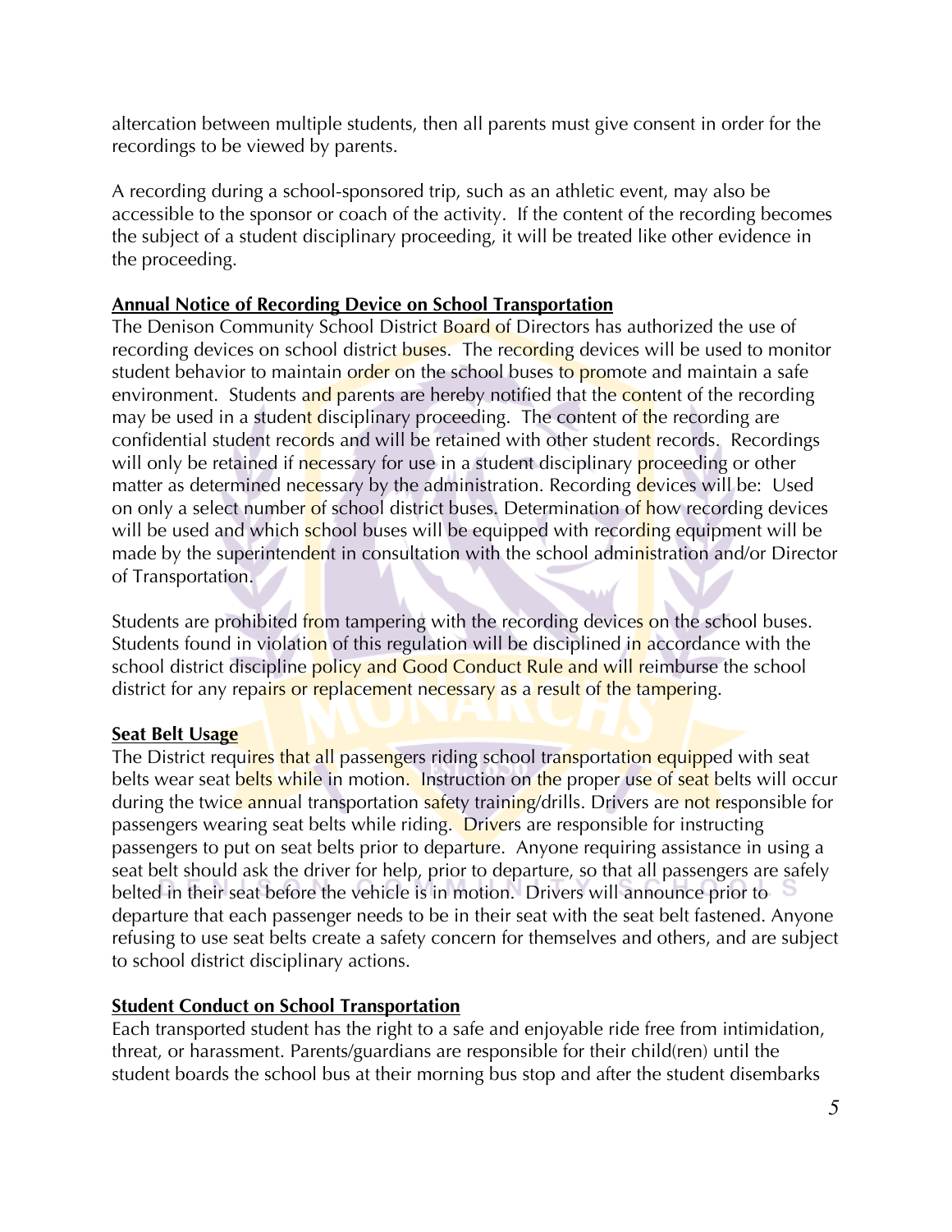altercation between multiple students, then all parents must give consent in order for the recordings to be viewed by parents.

A recording during a school-sponsored trip, such as an athletic event, may also be accessible to the sponsor or coach of the activity. If the content of the recording becomes the subject of a student disciplinary proceeding, it will be treated like other evidence in the proceeding.

**Annual Notice of Recording Device on School Transportation**

The Denison Community School District Board of Directors has authorized the use of recording devices on school district buses. The recording devices will be used to monitor student behavior to maintain order on the school buses to promote and maintain a safe environment. Students and parents are hereby notified that the content of the recording may be used in a student disciplinary proceeding. The content of the recording are confidential student records and will be retained with other student records. Recordings will only be retained if necessary for use in a student disciplinary proceeding or other matter as determined necessary by the administration. Recording devices will be: Used on only a select number of school district buses. Determination of how recording devices will be used and which school buses will be equipped with recording equipment will be made by the superintendent in consultation with the school administration and/or Director of Transportation.

Students are prohibited from tampering with the recording devices on the school buses. Students found in violation of this regulation will be disciplined in accordance with the school district discipline policy and Good Conduct Rule and will reimburse the school district for any repairs or replacement necessary as a result of the tampering.

**Seat Belt Usage**

The District requires that all passengers riding school transportation equipped with seat belts wear seat belts while in motion. Instruction on the proper use of seat belts will occur during the twice annual transportation safety training/drills. Drivers are not responsible for passengers wearing seat belts while riding. Drivers are responsible for instructing passengers to put on seat belts prior to departure. Anyone requiring assistance in using a seat belt should ask the driver for help, prior to departure, so that all passengers are safely belted in their seat before the vehicle is in motion. Drivers will announce prior to departure that each passenger needs to be in their seat with the seat belt fastened. Anyone refusing to use seat belts create a safety concern for themselves and others, and are subject to school district disciplinary actions.

**Student Conduct on School Transportation**

Each transported student has the right to a safe and enjoyable ride free from intimidation, threat, or harassment. Parents/guardians are responsible for their child(ren) until the student boards the school bus at their morning bus stop and after the student disembarks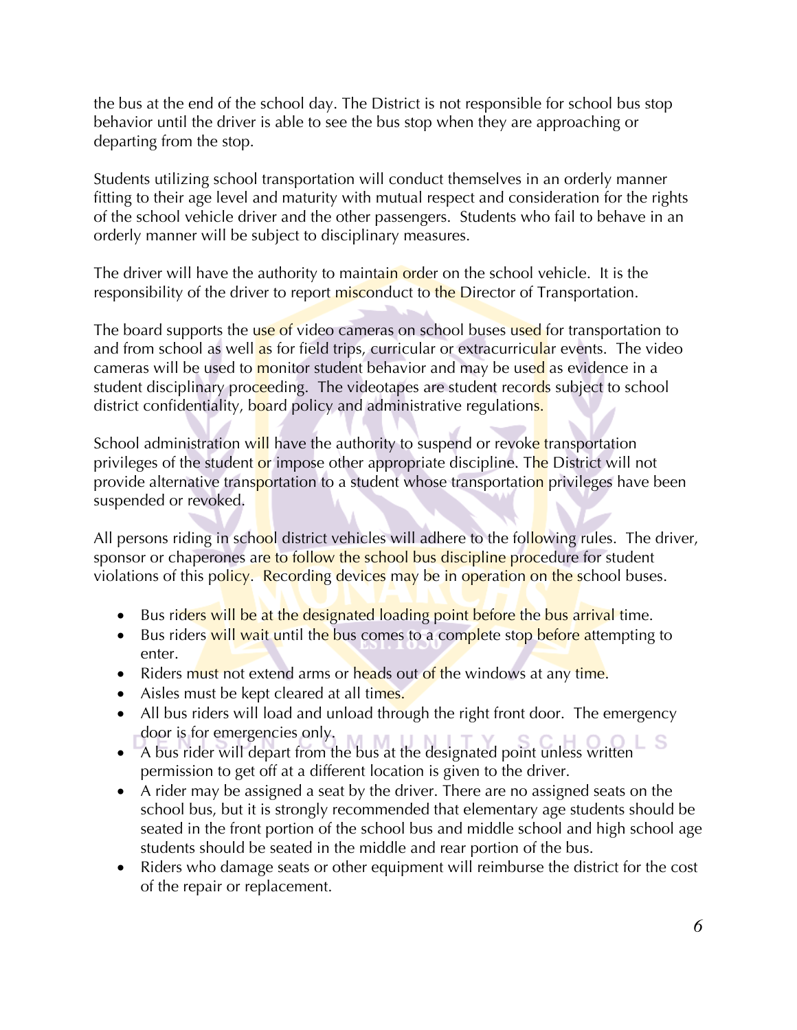the bus at the end of the school day. The District is not responsible for school bus stop behavior until the driver is able to see the bus stop when they are approaching or departing from the stop.

Students utilizing school transportation will conduct themselves in an orderly manner fitting to their age level and maturity with mutual respect and consideration for the rights of the school vehicle driver and the other passengers. Students who fail to behave in an orderly manner will be subject to disciplinary measures.

The driver will have the authority to maintain order on the school vehicle. It is the responsibility of the driver to report misconduct to the Director of Transportation.

The board supports the use of video cameras on school buses used for transportation to and from school as well as for field trips, curricular or extracurricular events. The video cameras will be used to monitor student behavior and may be used as evidence in a student disciplinary proceeding. The videotapes are student records subject to school district confidentiality, board policy and administrative regulations.

School administration will have the authority to suspend or revoke transportation privileges of the student or impose other appropriate discipline. The District will not provide alternative transportation to a student whose transportation privileges have been suspended or revoked.

All persons riding in school district vehicles will adhere to the following rules. The driver, sponsor or chaperones are to follow the school bus discipline procedure for student violations of this policy. Recording devices may be in operation on the school buses.

- Bus riders will be at the designated loading point before the bus arrival time.
- Bus riders will wait until the bus comes to a complete stop before attempting to enter.
- Riders must not extend arms or heads out of the windows at any time.
- Aisles must be kept cleared at all times.
- All bus riders will load and unload through the right front door. The emergency door is for emergencies only.
- A bus rider will depart from the bus at the designated point unless written permission to get off at a different location is given to the driver.
- A rider may be assigned a seat by the driver. There are no assigned seats on the school bus, but it is strongly recommended that elementary age students should be seated in the front portion of the school bus and middle school and high school age students should be seated in the middle and rear portion of the bus.
- Riders who damage seats or other equipment will reimburse the district for the cost of the repair or replacement.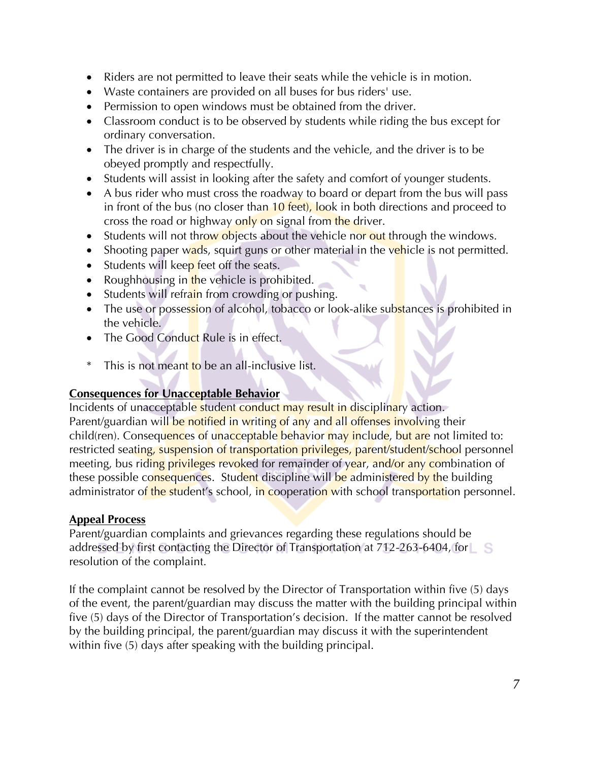- Riders are not permitted to leave their seats while the vehicle is in motion.
- Waste containers are provided on all buses for bus riders' use.
- Permission to open windows must be obtained from the driver.
- Classroom conduct is to be observed by students while riding the bus except for ordinary conversation.
- The driver is in charge of the students and the vehicle, and the driver is to be obeyed promptly and respectfully.
- Students will assist in looking after the safety and comfort of younger students.
- A bus rider who must cross the roadway to board or depart from the bus will pass in front of the bus (no closer than 10 feet), look in both directions and proceed to cross the road or highway only on signal from the driver.
- Students will not throw objects about the vehicle nor out through the windows.
- Shooting paper wads, squirt guns or other material in the vehicle is not permitted.
- Students will keep feet off the seats.
- Roughhousing in the vehicle is prohibited.
- Students will refrain from crowding or pushing.
- The use or possession of alcohol, tobacco or look-alike substances is prohibited in the vehicle.
- The Good Conduct Rule is in effect.

\* This is not meant to be an all-inclusive list.

**Consequences for Unacceptable Behavior**

Incidents of unacceptable student conduct may result in disciplinary action. Parent/guardian will be notified in writing of any and all offenses involving their child(ren). Consequences of unacceptable behavior may include, but are not limited to: restricted seating, suspension of transportation privileges, parent/student/school personnel meeting, bus riding privileges revoked for remainder of year, and/or any combination of these possible consequences. Student discipline will be administered by the building administrator of the student's school, in cooperation with school transportation personnel.

**Appeal Process**

Parent/guardian complaints and grievances regarding these regulations should be addressed by first contacting the Director of Transportation at 712-263-6404, for resolution of the complaint.

If the complaint cannot be resolved by the Director of Transportation within five (5) days of the event, the parent/guardian may discuss the matter with the building principal within five (5) days of the Director of Transportation's decision. If the matter cannot be resolved by the building principal, the parent/guardian may discuss it with the superintendent within five (5) days after speaking with the building principal.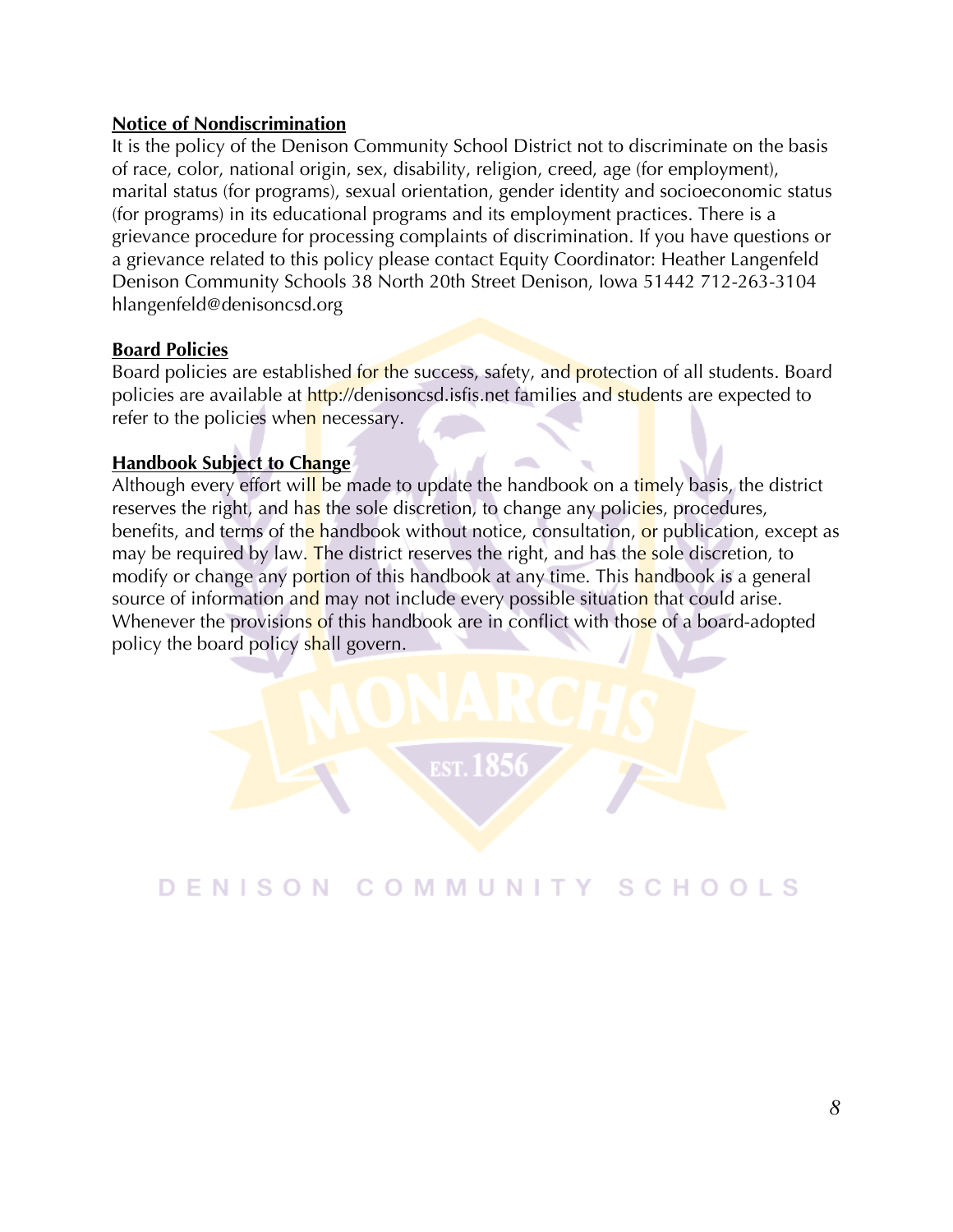**Notice of Nondiscrimination**

It is the policy of the Denison Community School District not to discriminate on the basis of race, color, national origin, sex, disability, religion, creed, age (for employment), marital status (for programs), sexual orientation, gender identity and socioeconomic status (for programs) in its educational programs and its employment practices. There is a grievance procedure for processing complaints of discrimination. If you have questions or a grievance related to this policy please contact Equity Coordinator: Heather Langenfeld Denison Community Schools 38 North 20th Street Denison, Iowa 51442 712-263-3104 hlangenfeld@denisoncsd.org

**Board Policies**

Board policies are established for the success, safety, and protection of all students. Board policies are available at http://denisoncsd.isfis.net families and students are expected to refer to the policies when necessary.

**Handbook Subject to Change**

Although every effort will be made to update the handbook on a timely basis, the district reserves the right, and has the sole discretion, to change any policies, procedures, benefits, and terms of the handbook without notice, consultation, or publication, except as may be required by law. The district reserves the right, and has the sole discretion, to modify or change any portion of this handbook at any time. This handbook is a general source of information and may not include every possible situation that could arise. Whenever the provisions of this handbook are in conflict with those of a board-adopted policy the board policy shall govern.